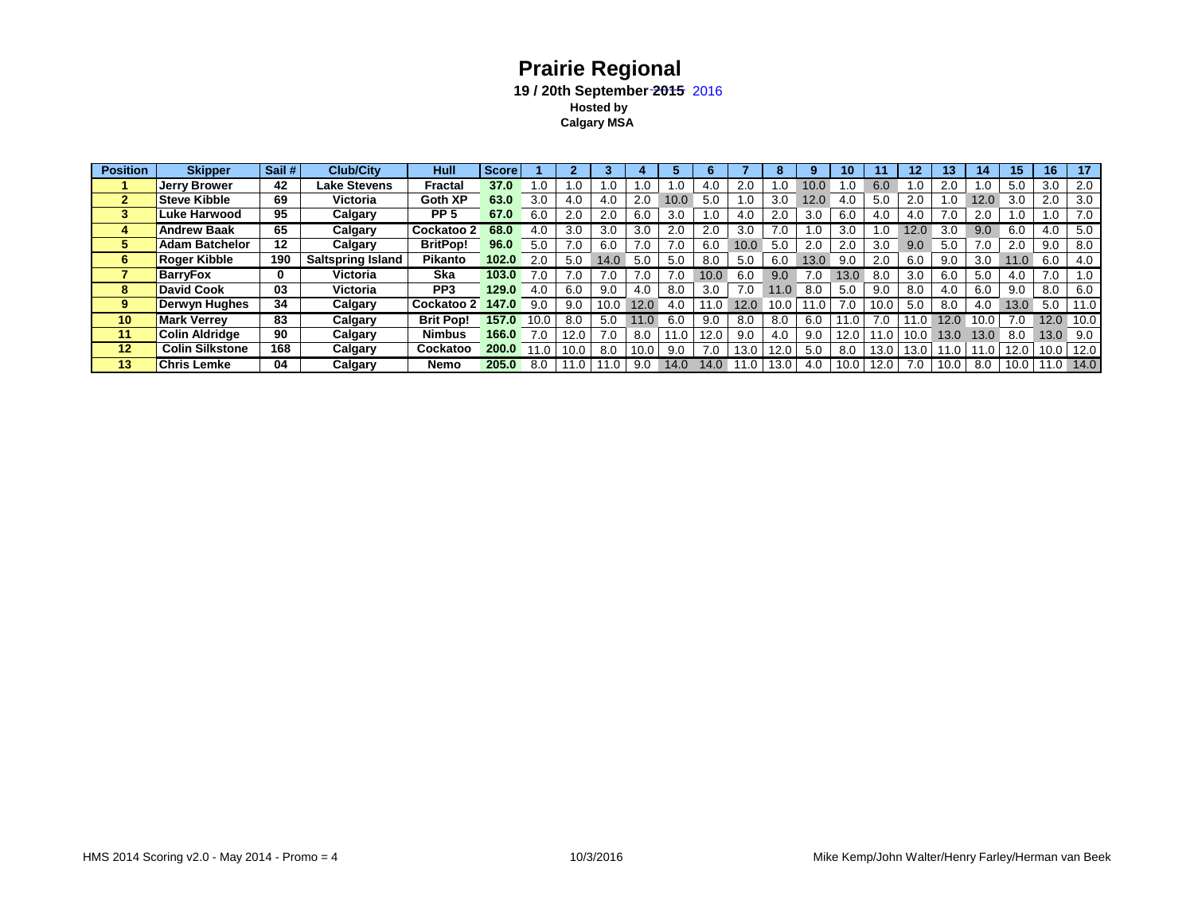# Prairie Regional

**19 / 20th September ~~2015~~ 2016**
**Hosted by**
**Calgary MSA**

| Position | Skipper | Sail # | Club/City | Hull | Score | 1 | 2 | 3 | 4 | 5 | 6 | 7 | 8 | 9 | 10 | 11 | 12 | 13 | 14 | 15 | 16 | 17 |
|---|---|---|---|---|---|---|---|---|---|---|---|---|---|---|---|---|---|---|---|---|---|---|
| 1 | Jerry Brower | 42 | Lake Stevens | Fractal | 37.0 | 1.0 | 1.0 | 1.0 | 1.0 | 1.0 | 4.0 | 2.0 | 1.0 | 10.0 | 1.0 | 6.0 | 1.0 | 2.0 | 1.0 | 5.0 | 3.0 | 2.0 |
| 2 | Steve Kibble | 69 | Victoria | Goth XP | 63.0 | 3.0 | 4.0 | 4.0 | 2.0 | 10.0 | 5.0 | 1.0 | 3.0 | 12.0 | 4.0 | 5.0 | 2.0 | 1.0 | 12.0 | 3.0 | 2.0 | 3.0 |
| 3 | Luke Harwood | 95 | Calgary | PP 5 | 67.0 | 6.0 | 2.0 | 2.0 | 6.0 | 3.0 | 1.0 | 4.0 | 2.0 | 3.0 | 6.0 | 4.0 | 4.0 | 7.0 | 2.0 | 1.0 | 1.0 | 7.0 |
| 4 | Andrew Baak | 65 | Calgary | Cockatoo 2 | 68.0 | 4.0 | 3.0 | 3.0 | 3.0 | 2.0 | 2.0 | 3.0 | 7.0 | 1.0 | 3.0 | 1.0 | 12.0 | 3.0 | 9.0 | 6.0 | 4.0 | 5.0 |
| 5 | Adam Batchelor | 12 | Calgary | BritPop! | 96.0 | 5.0 | 7.0 | 6.0 | 7.0 | 7.0 | 6.0 | 10.0 | 5.0 | 2.0 | 2.0 | 3.0 | 9.0 | 5.0 | 7.0 | 2.0 | 9.0 | 8.0 |
| 6 | Roger Kibble | 190 | Saltspring Island | Pikanto | 102.0 | 2.0 | 5.0 | 14.0 | 5.0 | 5.0 | 8.0 | 5.0 | 6.0 | 13.0 | 9.0 | 2.0 | 6.0 | 9.0 | 3.0 | 11.0 | 6.0 | 4.0 |
| 7 | BarryFox | 0 | Victoria | Ska | 103.0 | 7.0 | 7.0 | 7.0 | 7.0 | 7.0 | 10.0 | 6.0 | 9.0 | 7.0 | 13.0 | 8.0 | 3.0 | 6.0 | 5.0 | 4.0 | 7.0 | 1.0 |
| 8 | David Cook | 03 | Victoria | PP3 | 129.0 | 4.0 | 6.0 | 9.0 | 4.0 | 8.0 | 3.0 | 7.0 | 11.0 | 8.0 | 5.0 | 9.0 | 8.0 | 4.0 | 6.0 | 9.0 | 8.0 | 6.0 |
| 9 | Derwyn Hughes | 34 | Calgary | Cockatoo 2 | 147.0 | 9.0 | 9.0 | 10.0 | 12.0 | 4.0 | 11.0 | 12.0 | 10.0 | 11.0 | 7.0 | 10.0 | 5.0 | 8.0 | 4.0 | 13.0 | 5.0 | 11.0 |
| 10 | Mark Verrey | 83 | Calgary | Brit Pop! | 157.0 | 10.0 | 8.0 | 5.0 | 11.0 | 6.0 | 9.0 | 8.0 | 8.0 | 6.0 | 11.0 | 7.0 | 11.0 | 12.0 | 10.0 | 7.0 | 12.0 | 10.0 |
| 11 | Colin Aldridge | 90 | Calgary | Nimbus | 166.0 | 7.0 | 12.0 | 7.0 | 8.0 | 11.0 | 12.0 | 9.0 | 4.0 | 9.0 | 12.0 | 11.0 | 10.0 | 13.0 | 13.0 | 8.0 | 13.0 | 9.0 |
| 12 | Colin Silkstone | 168 | Calgary | Cockatoo | 200.0 | 11.0 | 10.0 | 8.0 | 10.0 | 9.0 | 7.0 | 13.0 | 12.0 | 5.0 | 8.0 | 13.0 | 13.0 | 11.0 | 11.0 | 12.0 | 10.0 | 12.0 |
| 13 | Chris Lemke | 04 | Calgary | Nemo | 205.0 | 8.0 | 11.0 | 11.0 | 9.0 | 14.0 | 14.0 | 11.0 | 13.0 | 4.0 | 10.0 | 12.0 | 7.0 | 10.0 | 8.0 | 10.0 | 11.0 | 14.0 |

HMS 2014 Scoring v2.0 - May 2014 - Promo = 4    10/3/2016    Mike Kemp/John Walter/Henry Farley/Herman van Beek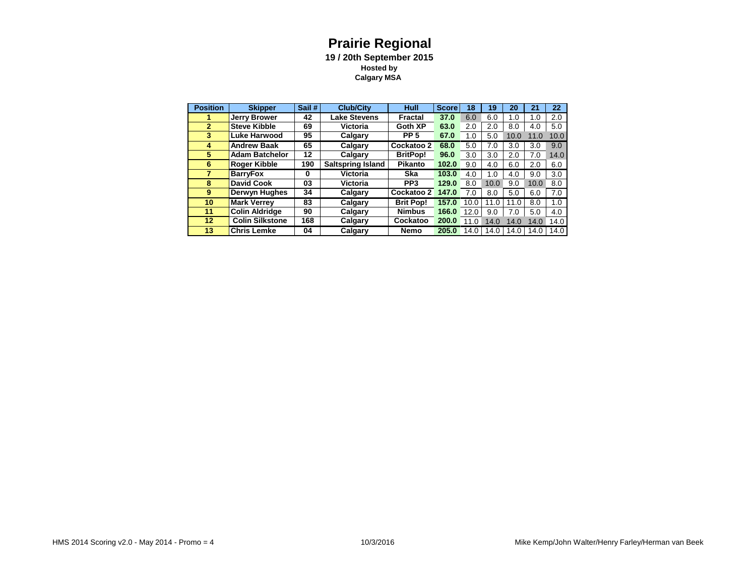# Prairie Regional

**19 / 20th September 2015**

**Hosted by**

**Calgary MSA**

| Position | Skipper | Sail # | Club/City | Hull | Score | 18 | 19 | 20 | 21 | 22 |
|---|---|---|---|---|---|---|---|---|---|---|
| 1 | Jerry Brower | 42 | Lake Stevens | Fractal | 37.0 | 6.0 | 6.0 | 1.0 | 1.0 | 2.0 |
| 2 | Steve Kibble | 69 | Victoria | Goth XP | 63.0 | 2.0 | 2.0 | 8.0 | 4.0 | 5.0 |
| 3 | Luke Harwood | 95 | Calgary | PP 5 | 67.0 | 1.0 | 5.0 | 10.0 | 11.0 | 10.0 |
| 4 | Andrew Baak | 65 | Calgary | Cockatoo 2 | 68.0 | 5.0 | 7.0 | 3.0 | 3.0 | 9.0 |
| 5 | Adam Batchelor | 12 | Calgary | BritPop! | 96.0 | 3.0 | 3.0 | 2.0 | 7.0 | 14.0 |
| 6 | Roger Kibble | 190 | Saltspring Island | Pikanto | 102.0 | 9.0 | 4.0 | 6.0 | 2.0 | 6.0 |
| 7 | BarryFox | 0 | Victoria | Ska | 103.0 | 4.0 | 1.0 | 4.0 | 9.0 | 3.0 |
| 8 | David Cook | 03 | Victoria | PP3 | 129.0 | 8.0 | 10.0 | 9.0 | 10.0 | 8.0 |
| 9 | Derwyn Hughes | 34 | Calgary | Cockatoo 2 | 147.0 | 7.0 | 8.0 | 5.0 | 6.0 | 7.0 |
| 10 | Mark Verrey | 83 | Calgary | Brit Pop! | 157.0 | 10.0 | 11.0 | 11.0 | 8.0 | 1.0 |
| 11 | Colin Aldridge | 90 | Calgary | Nimbus | 166.0 | 12.0 | 9.0 | 7.0 | 5.0 | 4.0 |
| 12 | Colin Silkstone | 168 | Calgary | Cockatoo | 200.0 | 11.0 | 14.0 | 14.0 | 14.0 | 14.0 |
| 13 | Chris Lemke | 04 | Calgary | Nemo | 205.0 | 14.0 | 14.0 | 14.0 | 14.0 | 14.0 |

HMS 2014 Scoring v2.0 - May 2014 - Promo = 4    10/3/2016    Mike Kemp/John Walter/Henry Farley/Herman van Beek